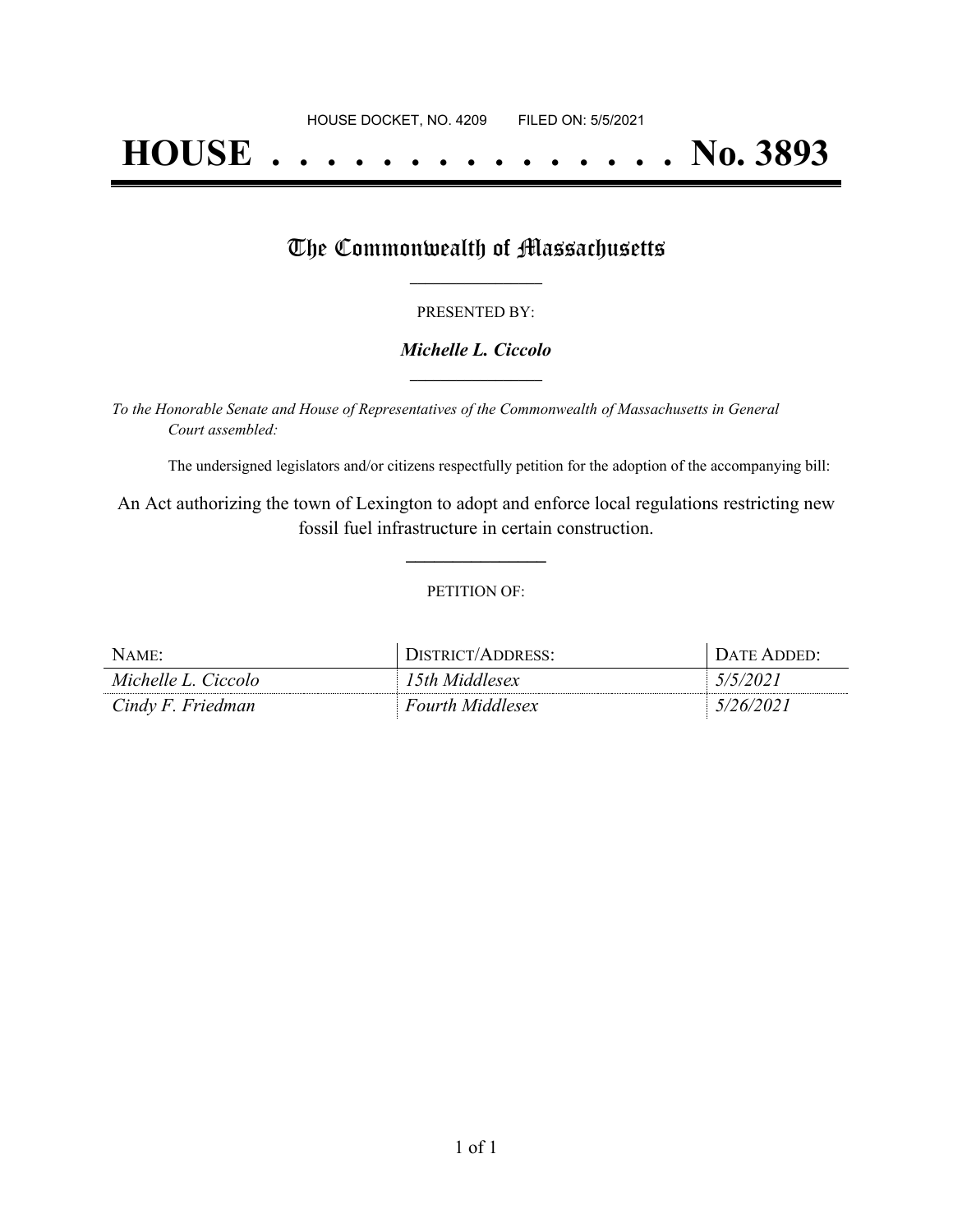HOUSE DOCKET, NO. 4209 FILED ON: 5/5/2021

# HOUSE . . . . . . . . . . . . . . . No. 3893

## The Commonwealth of Massachusetts

PRESENTED BY:

***Michelle L. Ciccolo***

*To the Honorable Senate and House of Representatives of the Commonwealth of Massachusetts in General Court assembled:*

The undersigned legislators and/or citizens respectfully petition for the adoption of the accompanying bill:

An Act authorizing the town of Lexington to adopt and enforce local regulations restricting new fossil fuel infrastructure in certain construction.

PETITION OF:

| NAME: | DISTRICT/ADDRESS: | DATE ADDED: |
| --- | --- | --- |
| *Michelle L. Ciccolo* | *15th Middlesex* | *5/5/2021* |
| *Cindy F. Friedman* | *Fourth Middlesex* | *5/26/2021* |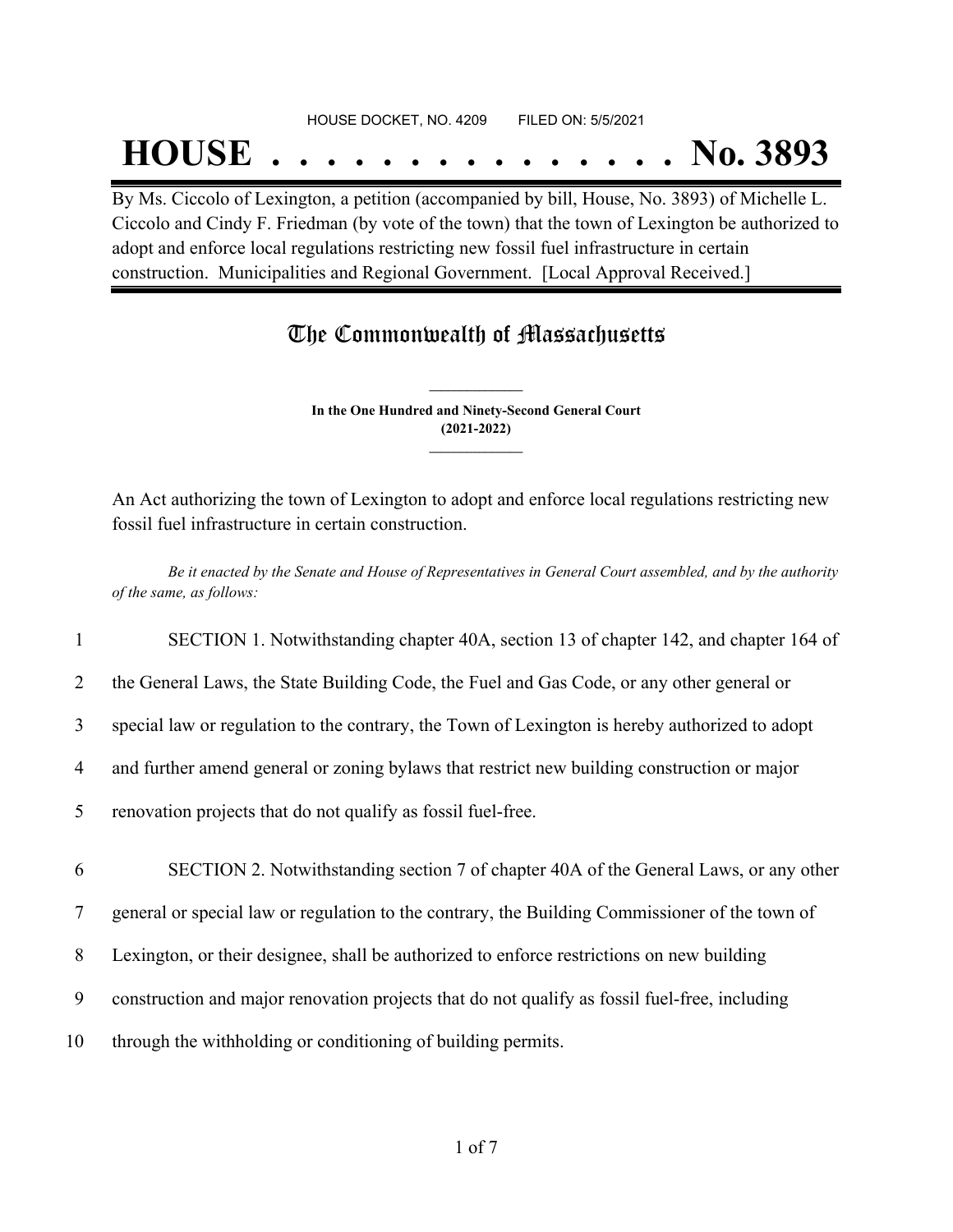HOUSE DOCKET, NO. 4209 FILED ON: 5/5/2021

# HOUSE . . . . . . . . . . . . . . . No. 3893

By Ms. Ciccolo of Lexington, a petition (accompanied by bill, House, No. 3893) of Michelle L. Ciccolo and Cindy F. Friedman (by vote of the town) that the town of Lexington be authorized to adopt and enforce local regulations restricting new fossil fuel infrastructure in certain construction. Municipalities and Regional Government. [Local Approval Received.]

## The Commonwealth of Massachusetts

**In the One Hundred and Ninety-Second General Court**
**(2021-2022)**

An Act authorizing the town of Lexington to adopt and enforce local regulations restricting new fossil fuel infrastructure in certain construction.

*Be it enacted by the Senate and House of Representatives in General Court assembled, and by the authority of the same, as follows:*

1 SECTION 1. Notwithstanding chapter 40A, section 13 of chapter 142, and chapter 164 of
2 the General Laws, the State Building Code, the Fuel and Gas Code, or any other general or
3 special law or regulation to the contrary, the Town of Lexington is hereby authorized to adopt
4 and further amend general or zoning bylaws that restrict new building construction or major
5 renovation projects that do not qualify as fossil fuel-free.

6 SECTION 2. Notwithstanding section 7 of chapter 40A of the General Laws, or any other
7 general or special law or regulation to the contrary, the Building Commissioner of the town of
8 Lexington, or their designee, shall be authorized to enforce restrictions on new building
9 construction and major renovation projects that do not qualify as fossil fuel-free, including
10 through the withholding or conditioning of building permits.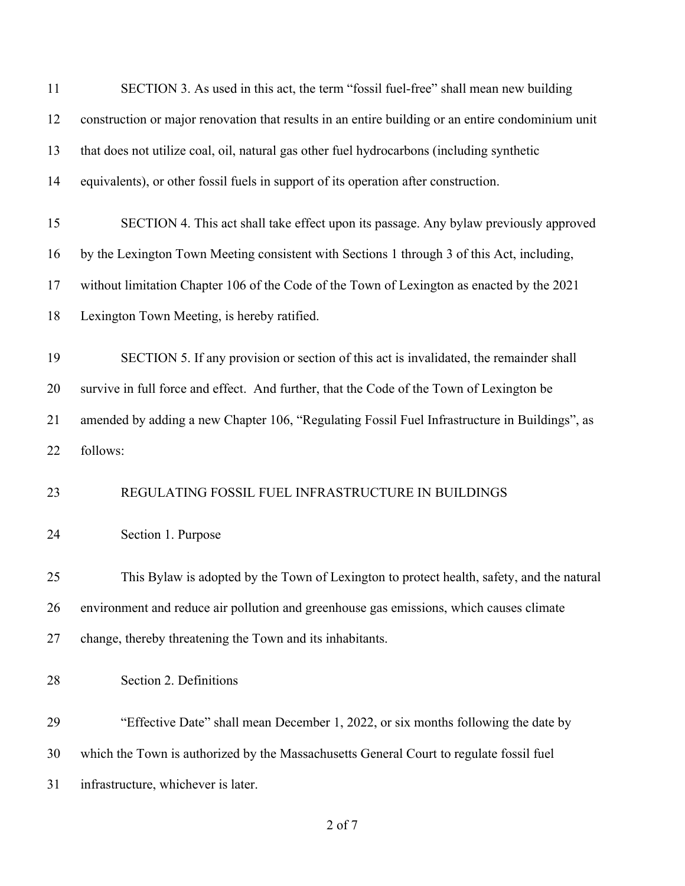SECTION 3. As used in this act, the term "fossil fuel-free" shall mean new building construction or major renovation that results in an entire building or an entire condominium unit that does not utilize coal, oil, natural gas other fuel hydrocarbons (including synthetic equivalents), or other fossil fuels in support of its operation after construction.

SECTION 4. This act shall take effect upon its passage. Any bylaw previously approved by the Lexington Town Meeting consistent with Sections 1 through 3 of this Act, including, without limitation Chapter 106 of the Code of the Town of Lexington as enacted by the 2021 Lexington Town Meeting, is hereby ratified.

SECTION 5. If any provision or section of this act is invalidated, the remainder shall survive in full force and effect. And further, that the Code of the Town of Lexington be amended by adding a new Chapter 106, "Regulating Fossil Fuel Infrastructure in Buildings", as follows:

REGULATING FOSSIL FUEL INFRASTRUCTURE IN BUILDINGS

Section 1. Purpose

This Bylaw is adopted by the Town of Lexington to protect health, safety, and the natural environment and reduce air pollution and greenhouse gas emissions, which causes climate change, thereby threatening the Town and its inhabitants.

Section 2. Definitions

"Effective Date" shall mean December 1, 2022, or six months following the date by which the Town is authorized by the Massachusetts General Court to regulate fossil fuel infrastructure, whichever is later.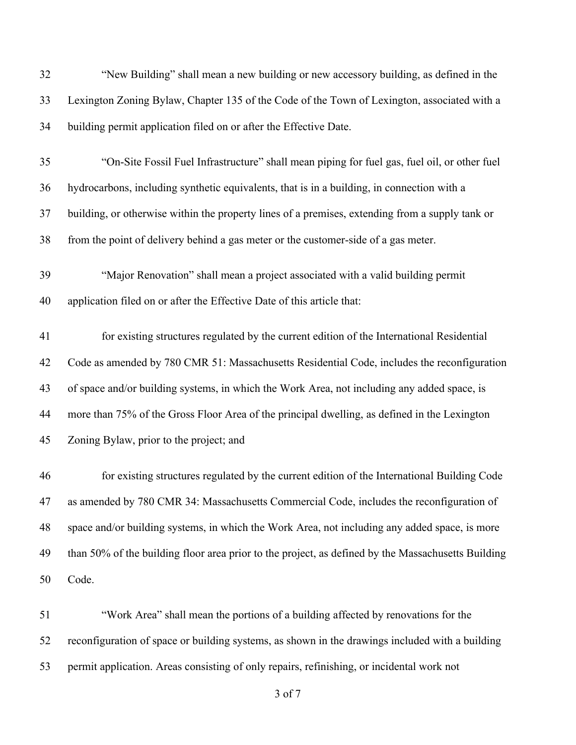"New Building" shall mean a new building or new accessory building, as defined in the Lexington Zoning Bylaw, Chapter 135 of the Code of the Town of Lexington, associated with a building permit application filed on or after the Effective Date.

"On-Site Fossil Fuel Infrastructure" shall mean piping for fuel gas, fuel oil, or other fuel hydrocarbons, including synthetic equivalents, that is in a building, in connection with a building, or otherwise within the property lines of a premises, extending from a supply tank or from the point of delivery behind a gas meter or the customer-side of a gas meter.

"Major Renovation" shall mean a project associated with a valid building permit application filed on or after the Effective Date of this article that:

for existing structures regulated by the current edition of the International Residential Code as amended by 780 CMR 51: Massachusetts Residential Code, includes the reconfiguration of space and/or building systems, in which the Work Area, not including any added space, is more than 75% of the Gross Floor Area of the principal dwelling, as defined in the Lexington Zoning Bylaw, prior to the project; and

for existing structures regulated by the current edition of the International Building Code as amended by 780 CMR 34: Massachusetts Commercial Code, includes the reconfiguration of space and/or building systems, in which the Work Area, not including any added space, is more than 50% of the building floor area prior to the project, as defined by the Massachusetts Building Code.

"Work Area" shall mean the portions of a building affected by renovations for the reconfiguration of space or building systems, as shown in the drawings included with a building permit application. Areas consisting of only repairs, refinishing, or incidental work not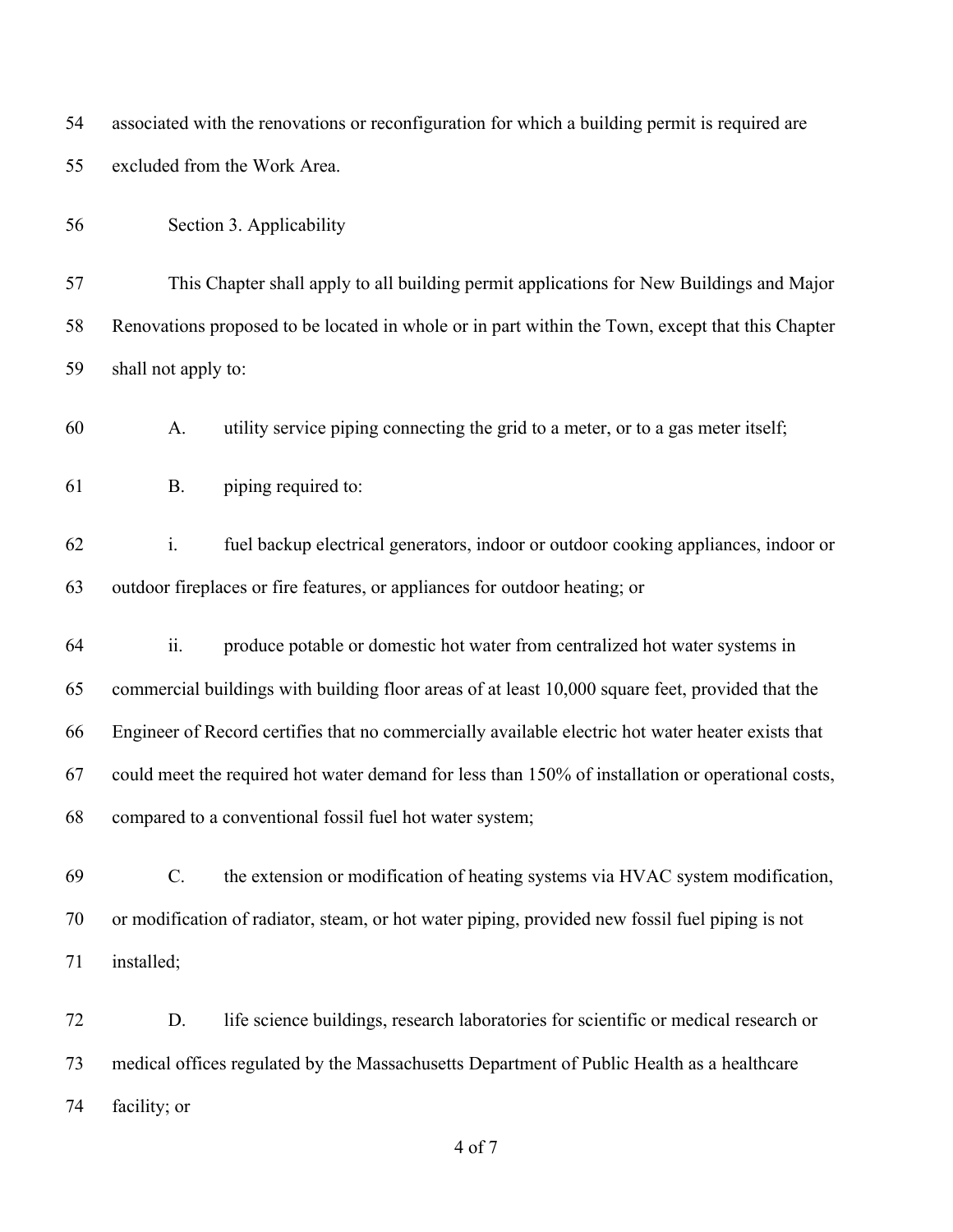associated with the renovations or reconfiguration for which a building permit is required are excluded from the Work Area.

Section 3. Applicability

This Chapter shall apply to all building permit applications for New Buildings and Major Renovations proposed to be located in whole or in part within the Town, except that this Chapter shall not apply to:

A. utility service piping connecting the grid to a meter, or to a gas meter itself;

B. piping required to:

i. fuel backup electrical generators, indoor or outdoor cooking appliances, indoor or outdoor fireplaces or fire features, or appliances for outdoor heating; or

ii. produce potable or domestic hot water from centralized hot water systems in commercial buildings with building floor areas of at least 10,000 square feet, provided that the Engineer of Record certifies that no commercially available electric hot water heater exists that could meet the required hot water demand for less than 150% of installation or operational costs, compared to a conventional fossil fuel hot water system;

C. the extension or modification of heating systems via HVAC system modification, or modification of radiator, steam, or hot water piping, provided new fossil fuel piping is not installed;

D. life science buildings, research laboratories for scientific or medical research or medical offices regulated by the Massachusetts Department of Public Health as a healthcare facility; or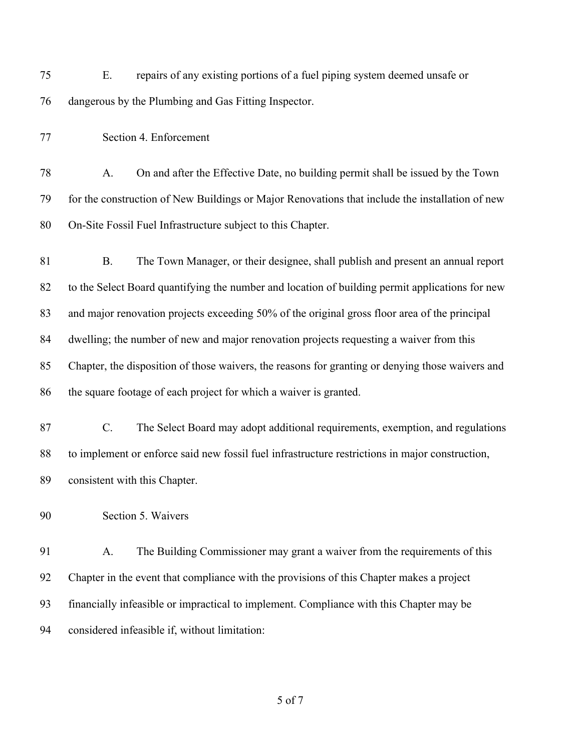E. repairs of any existing portions of a fuel piping system deemed unsafe or dangerous by the Plumbing and Gas Fitting Inspector.

Section 4. Enforcement

A. On and after the Effective Date, no building permit shall be issued by the Town for the construction of New Buildings or Major Renovations that include the installation of new On-Site Fossil Fuel Infrastructure subject to this Chapter.

B. The Town Manager, or their designee, shall publish and present an annual report to the Select Board quantifying the number and location of building permit applications for new and major renovation projects exceeding 50% of the original gross floor area of the principal dwelling; the number of new and major renovation projects requesting a waiver from this Chapter, the disposition of those waivers, the reasons for granting or denying those waivers and the square footage of each project for which a waiver is granted.

C. The Select Board may adopt additional requirements, exemption, and regulations to implement or enforce said new fossil fuel infrastructure restrictions in major construction, consistent with this Chapter.

Section 5. Waivers

A. The Building Commissioner may grant a waiver from the requirements of this Chapter in the event that compliance with the provisions of this Chapter makes a project financially infeasible or impractical to implement. Compliance with this Chapter may be considered infeasible if, without limitation: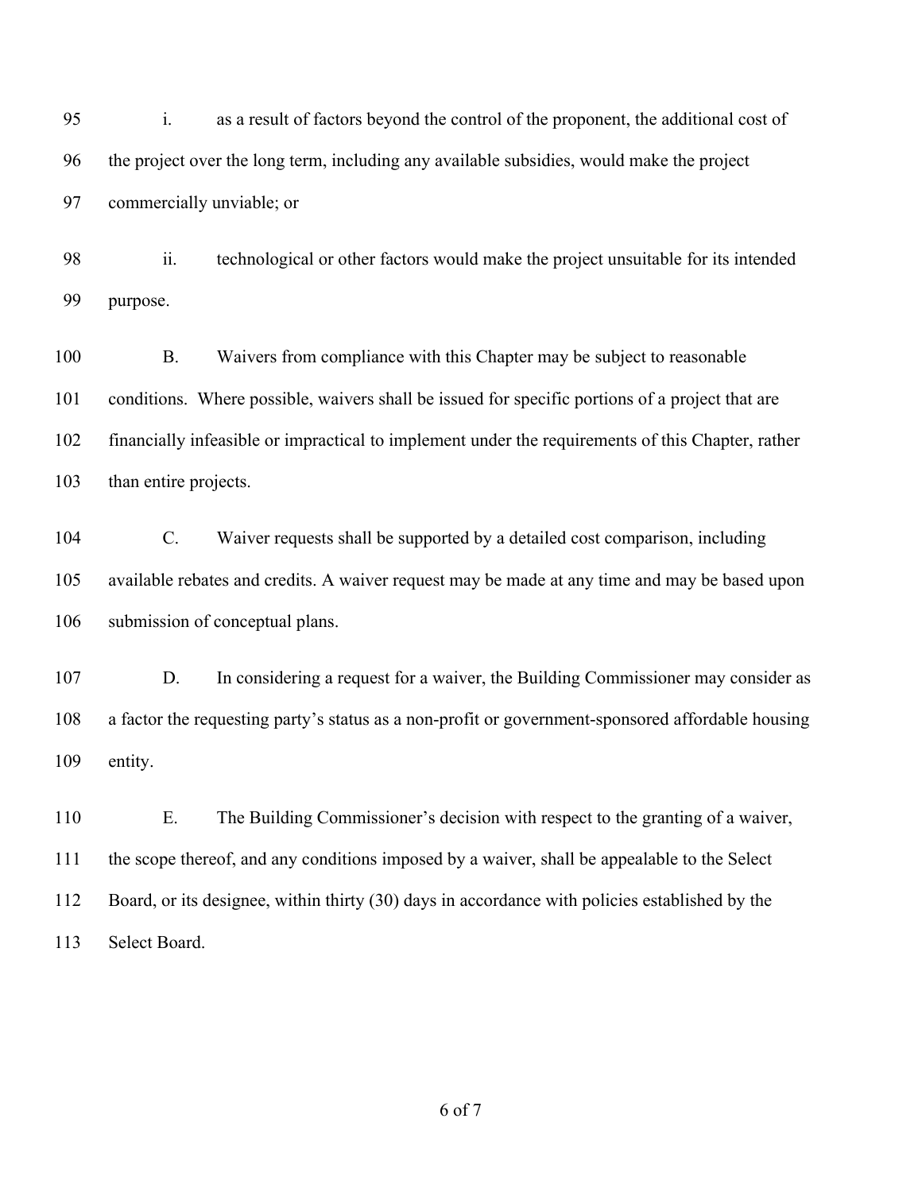i. as a result of factors beyond the control of the proponent, the additional cost of the project over the long term, including any available subsidies, would make the project commercially unviable; or

ii. technological or other factors would make the project unsuitable for its intended purpose.

B. Waivers from compliance with this Chapter may be subject to reasonable conditions. Where possible, waivers shall be issued for specific portions of a project that are financially infeasible or impractical to implement under the requirements of this Chapter, rather than entire projects.

C. Waiver requests shall be supported by a detailed cost comparison, including available rebates and credits. A waiver request may be made at any time and may be based upon submission of conceptual plans.

D. In considering a request for a waiver, the Building Commissioner may consider as a factor the requesting party's status as a non-profit or government-sponsored affordable housing entity.

E. The Building Commissioner's decision with respect to the granting of a waiver, the scope thereof, and any conditions imposed by a waiver, shall be appealable to the Select Board, or its designee, within thirty (30) days in accordance with policies established by the Select Board.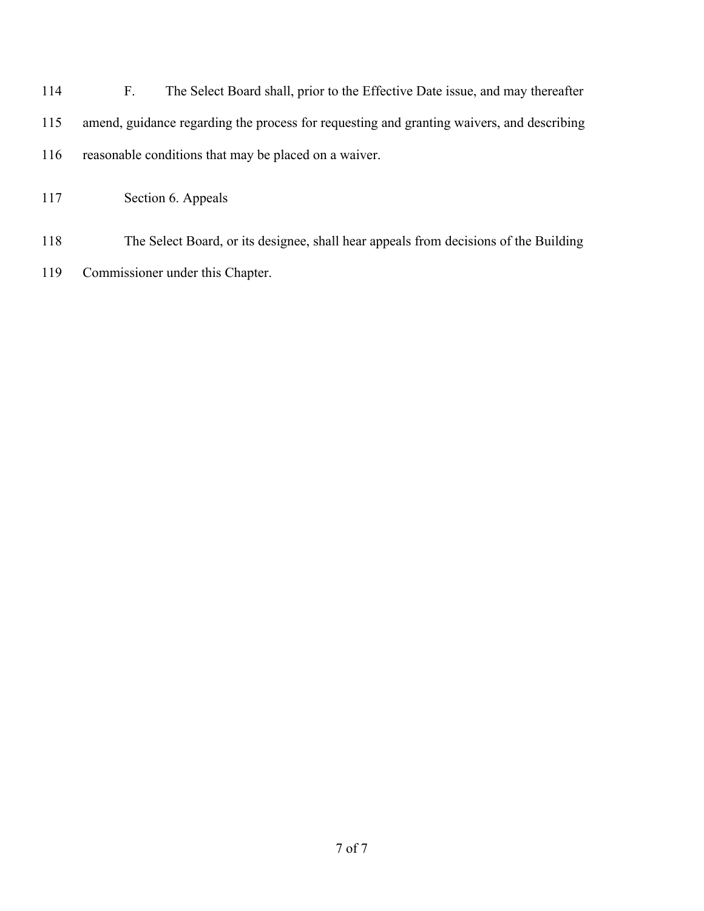F. The Select Board shall, prior to the Effective Date issue, and may thereafter amend, guidance regarding the process for requesting and granting waivers, and describing reasonable conditions that may be placed on a waiver.

Section 6. Appeals

The Select Board, or its designee, shall hear appeals from decisions of the Building Commissioner under this Chapter.